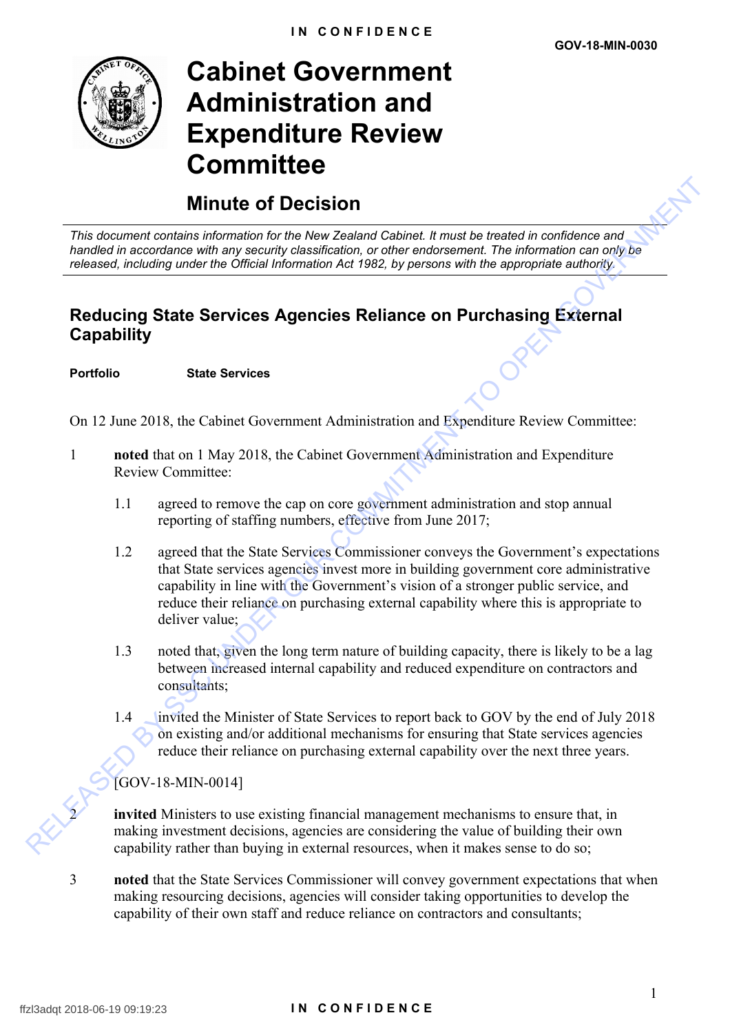# Cabinet Government Administration and Expenditure Review Committee

GOV-18-MIN-0030

## Minute of Decision

*This document contains information for the New Zealand Cabinet. It must be treated in confidence and handled in accordance with any security classification, or other endorsement. The information can only be released, including under the Official Information Act 1982, by persons with the appropriate authority.*

## Reducing State Services Agencies Reliance on Purchasing External Capability

**Portfolio** **State Services**

On 12 June 2018, the Cabinet Government Administration and Expenditure Review Committee:

1. **noted** that on 1 May 2018, the Cabinet Government Administration and Expenditure Review Committee:

   1.1 agreed to remove the cap on core government administration and stop annual reporting of staffing numbers, effective from June 2017;

   1.2 agreed that the State Services Commissioner conveys the Government's expectations that State services agencies invest more in building government core administrative capability in line with the Government's vision of a stronger public service, and reduce their reliance on purchasing external capability where this is appropriate to deliver value;

   1.3 noted that, given the long term nature of building capacity, there is likely to be a lag between increased internal capability and reduced expenditure on contractors and consultants;

   1.4 invited the Minister of State Services to report back to GOV by the end of July 2018 on existing and/or additional mechanisms for ensuring that State services agencies reduce their reliance on purchasing external capability over the next three years.

   [GOV-18-MIN-0014]

2. **invited** Ministers to use existing financial management mechanisms to ensure that, in making investment decisions, agencies are considering the value of building their own capability rather than buying in external resources, when it makes sense to do so;

3. **noted** that the State Services Commissioner will convey government expectations that when making resourcing decisions, agencies will consider taking opportunities to develop the capability of their own staff and reduce reliance on contractors and consultants;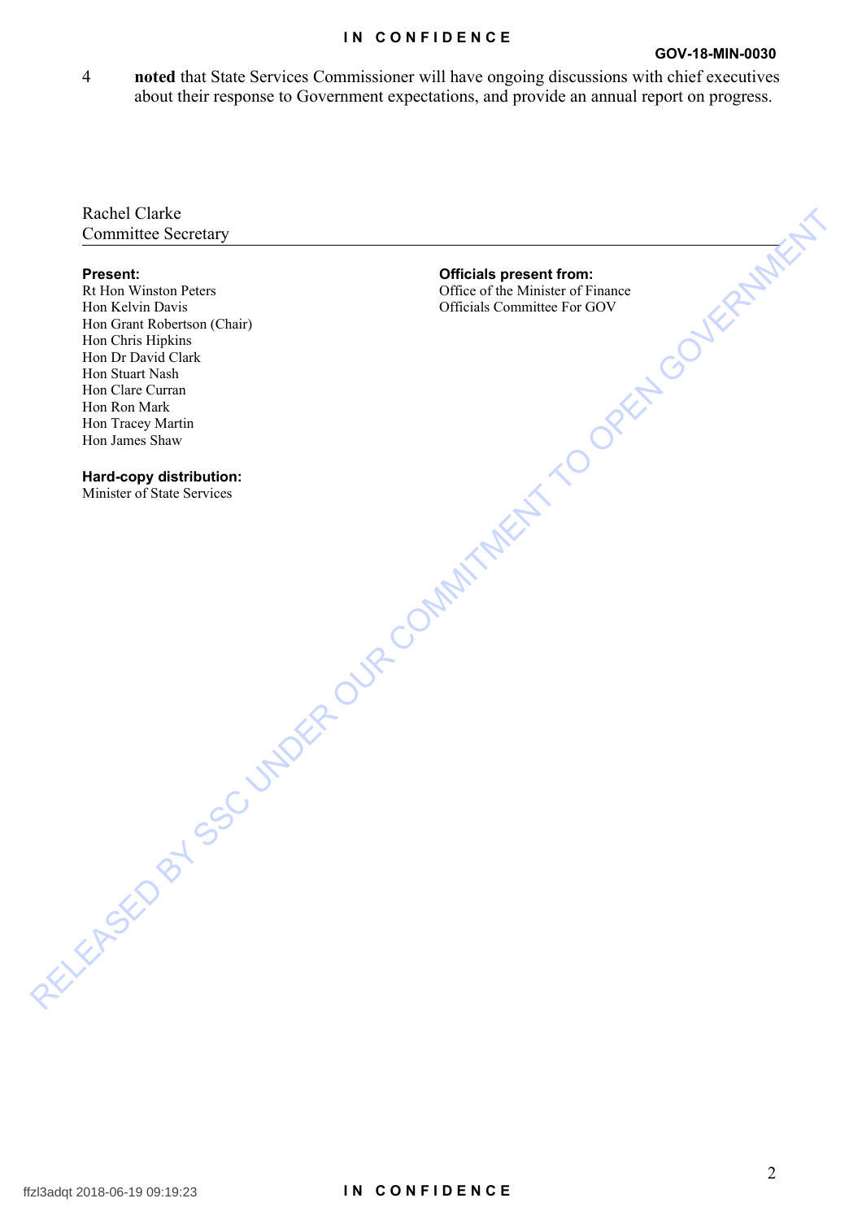4 **noted** that State Services Commissioner will have ongoing discussions with chief executives about their response to Government expectations, and provide an annual report on progress.

Rachel Clarke
Committee Secretary

**Present:**
Rt Hon Winston Peters
Hon Kelvin Davis
Hon Grant Robertson (Chair)
Hon Chris Hipkins
Hon Dr David Clark
Hon Stuart Nash
Hon Clare Curran
Hon Ron Mark
Hon Tracey Martin
Hon James Shaw

**Officials present from:**
Office of the Minister of Finance
Officials Committee For GOV

**Hard-copy distribution:**
Minister of State Services

RELEASED BY SSC UNDER OUR COMMITMENT TO OPEN GOVERNMENT